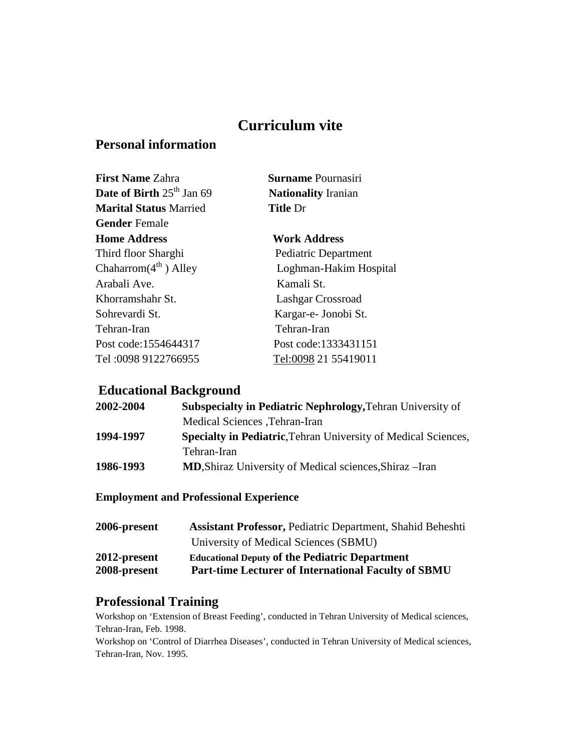# Curriculum vite

## Personal information

**First Name** Zahra
**Surname** Pournasiri
**Date of Birth** 25th Jan 69
**Nationality** Iranian
**Marital Status** Married
**Title** Dr
**Gender** Female

**Home Address**
Third floor Sharghi
Chaharrom(4th ) Alley
Arabali Ave.
Khorramshahr St.
Sohrevardi St.
Tehran-Iran
Post code:1554644317
Tel :0098 9122766955

**Work Address**
Pediatric Department
Loghman-Hakim Hospital
Kamali St.
Lashgar Crossroad
Kargar-e- Jonobi St.
Tehran-Iran
Post code:1333431151
Tel:0098 21 55419011

## Educational Background

**2002-2004** **Subspecialty in Pediatric Nephrology,**Tehran University of Medical Sciences ,Tehran-Iran

**1994-1997** **Specialty in Pediatric**,Tehran University of Medical Sciences, Tehran-Iran

**1986-1993** **MD**,Shiraz University of Medical sciences,Shiraz –Iran

### Employment and Professional Experience

**2006-present** **Assistant Professor,** Pediatric Department, Shahid Beheshti University of Medical Sciences (SBMU)

**2012-present** **Educational Deputy of the Pediatric Department**

**2008-present** **Part-time Lecturer of International Faculty of SBMU**

## Professional Training

Workshop on 'Extension of Breast Feeding', conducted in Tehran University of Medical sciences, Tehran-Iran, Feb. 1998.

Workshop on 'Control of Diarrhea Diseases', conducted in Tehran University of Medical sciences, Tehran-Iran, Nov. 1995.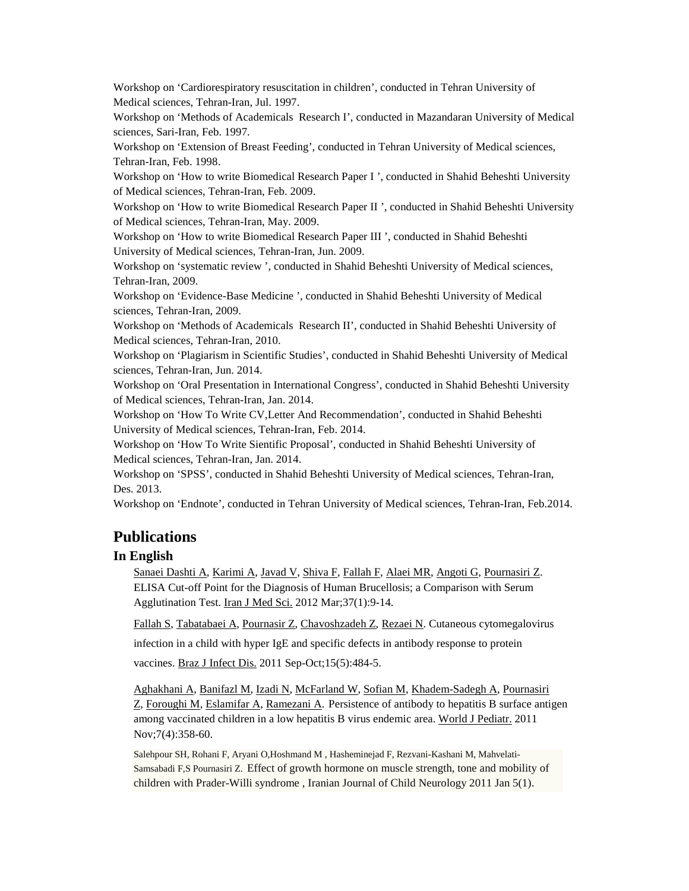Workshop on 'Cardiorespiratory resuscitation in children', conducted in Tehran University of Medical sciences, Tehran-Iran, Jul. 1997.

Workshop on 'Methods of Academicals Research I', conducted in Mazandaran University of Medical sciences, Sari-Iran, Feb. 1997.

Workshop on 'Extension of Breast Feeding', conducted in Tehran University of Medical sciences, Tehran-Iran, Feb. 1998.

Workshop on 'How to write Biomedical Research Paper I ', conducted in Shahid Beheshti University of Medical sciences, Tehran-Iran, Feb. 2009.

Workshop on 'How to write Biomedical Research Paper II ', conducted in Shahid Beheshti University of Medical sciences, Tehran-Iran, May. 2009.

Workshop on 'How to write Biomedical Research Paper III ', conducted in Shahid Beheshti University of Medical sciences, Tehran-Iran, Jun. 2009.

Workshop on 'systematic review ', conducted in Shahid Beheshti University of Medical sciences, Tehran-Iran, 2009.

Workshop on 'Evidence-Base Medicine ', conducted in Shahid Beheshti University of Medical sciences, Tehran-Iran, 2009.

Workshop on 'Methods of Academicals Research II', conducted in Shahid Beheshti University of Medical sciences, Tehran-Iran, 2010.

Workshop on 'Plagiarism in Scientific Studies', conducted in Shahid Beheshti University of Medical sciences, Tehran-Iran, Jun. 2014.

Workshop on 'Oral Presentation in International Congress', conducted in Shahid Beheshti University of Medical sciences, Tehran-Iran, Jan. 2014.

Workshop on 'How To Write CV,Letter And Recommendation', conducted in Shahid Beheshti University of Medical sciences, Tehran-Iran, Feb. 2014.

Workshop on 'How To Write Sientific Proposal', conducted in Shahid Beheshti University of Medical sciences, Tehran-Iran, Jan. 2014.

Workshop on 'SPSS', conducted in Shahid Beheshti University of Medical sciences, Tehran-Iran, Des. 2013.

Workshop on 'Endnote', conducted in Tehran University of Medical sciences, Tehran-Iran, Feb.2014.

## Publications

### In English

Sanaei Dashti A, Karimi A, Javad V, Shiva F, Fallah F, Alaei MR, Angoti G, Pournasiri Z. ELISA Cut-off Point for the Diagnosis of Human Brucellosis; a Comparison with Serum Agglutination Test. Iran J Med Sci. 2012 Mar;37(1):9-14.

Fallah S, Tabatabaei A, Pournasir Z, Chavoshzadeh Z, Rezaei N. Cutaneous cytomegalovirus infection in a child with hyper IgE and specific defects in antibody response to protein vaccines. Braz J Infect Dis. 2011 Sep-Oct;15(5):484-5.

Aghakhani A, Banifazl M, Izadi N, McFarland W, Sofian M, Khadem-Sadegh A, Pournasiri Z, Foroughi M, Eslamifar A, Ramezani A. Persistence of antibody to hepatitis B surface antigen among vaccinated children in a low hepatitis B virus endemic area. World J Pediatr. 2011 Nov;7(4):358-60.

Salehpour SH, Rohani F, Aryani O,Hoshmand M , Hasheminejad F, Rezvani-Kashani M, Mahvelati-Samsabadi F,S Pournasiri Z. Effect of growth hormone on muscle strength, tone and mobility of children with Prader-Willi syndrome , Iranian Journal of Child Neurology 2011 Jan 5(1).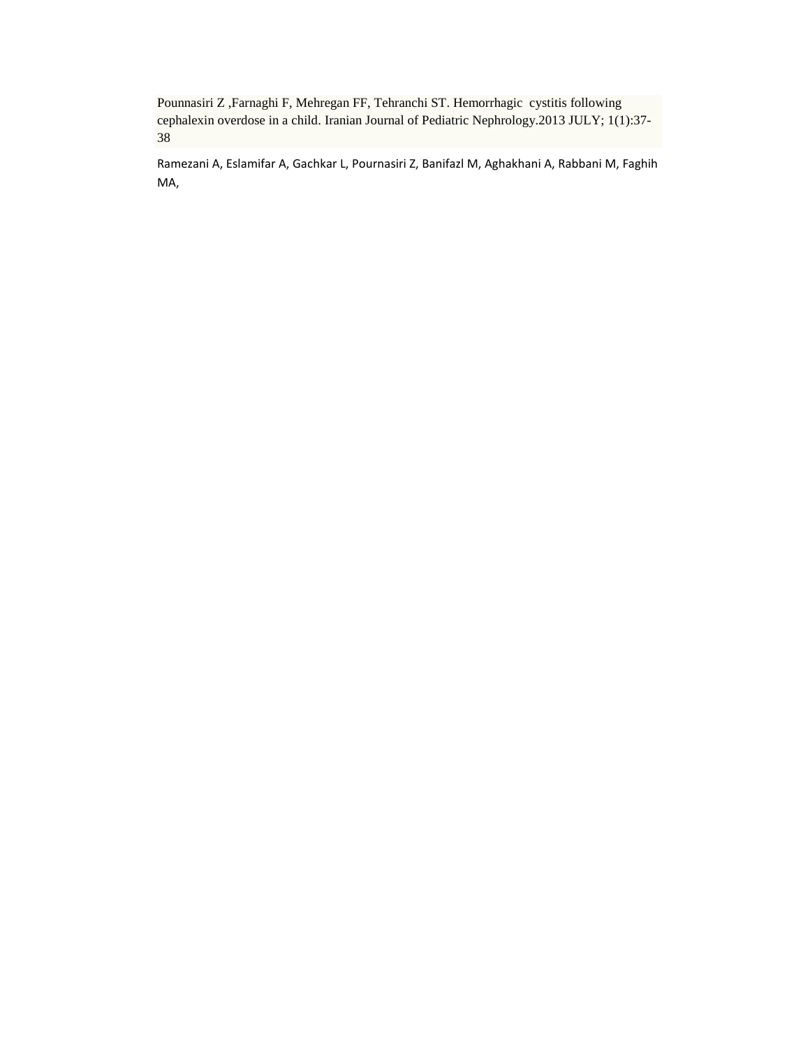Pounnasiri Z ,Farnaghi F, Mehregan FF, Tehranchi ST. Hemorrhagic cystitis following cephalexin overdose in a child. Iranian Journal of Pediatric Nephrology.2013 JULY; 1(1):37-38

Ramezani A, Eslamifar A, Gachkar L, Pournasiri Z, Banifazl M, Aghakhani A, Rabbani M, Faghih MA,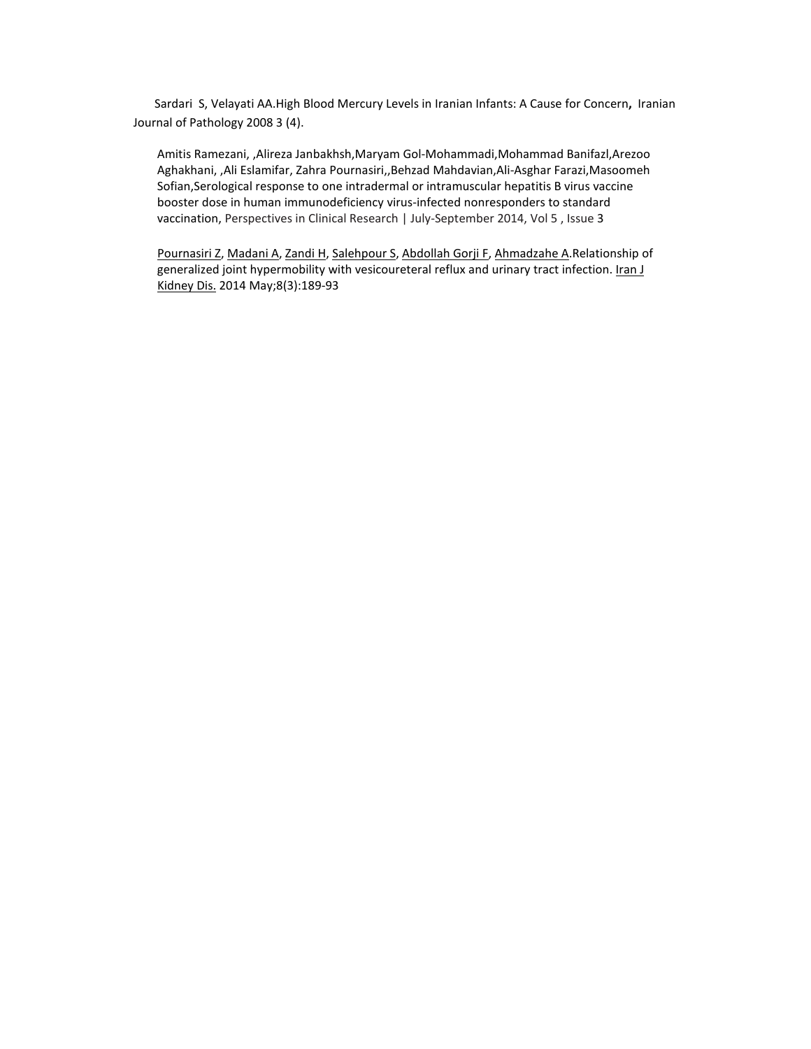Sardari S, Velayati AA.High Blood Mercury Levels in Iranian Infants: A Cause for Concern**,** Iranian Journal of Pathology 2008 3 (4).

Amitis Ramezani, ,Alireza Janbakhsh,Maryam Gol-Mohammadi,Mohammad Banifazl,Arezoo Aghakhani, ,Ali Eslamifar, Zahra Pournasiri,,Behzad Mahdavian,Ali-Asghar Farazi,Masoomeh Sofian,Serological response to one intradermal or intramuscular hepatitis B virus vaccine booster dose in human immunodeficiency virus-infected nonresponders to standard vaccination, Perspectives in Clinical Research | July-September 2014, Vol 5 , Issue 3

Pournasiri Z, Madani A, Zandi H, Salehpour S, Abdollah Gorji F, Ahmadzahe A.Relationship of generalized joint hypermobility with vesicoureteral reflux and urinary tract infection. Iran J Kidney Dis. 2014 May;8(3):189-93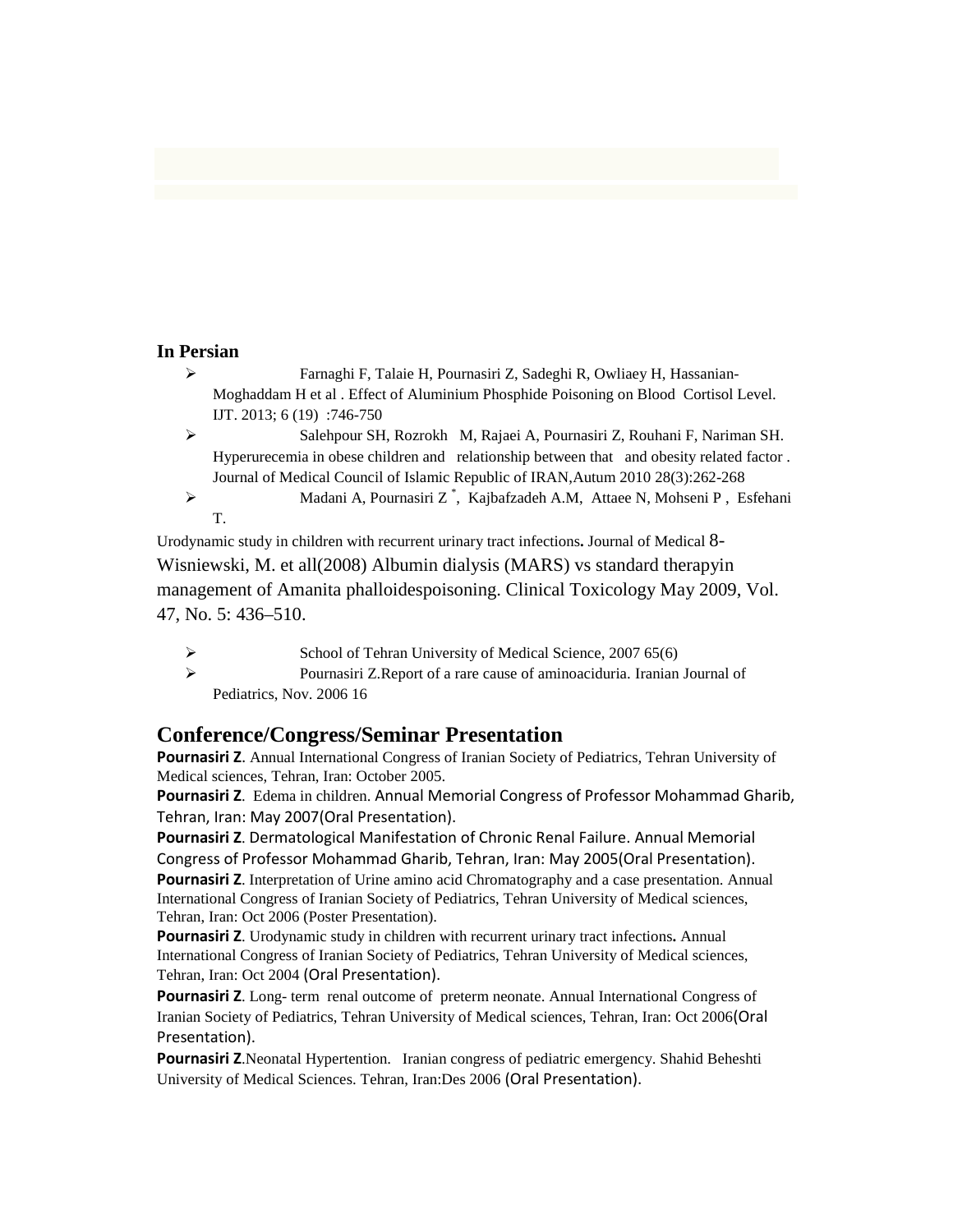**In Persian**

- Farnaghi F, Talaie H, Pournasiri Z, Sadeghi R, Owliaey H, Hassanian-Moghaddam H et al . Effect of Aluminium Phosphide Poisoning on Blood Cortisol Level. IJT. 2013; 6 (19) :746-750
- Salehpour SH, Rozrokh M, Rajaei A, Pournasiri Z, Rouhani F, Nariman SH. Hyperurecemia in obese children and relationship between that and obesity related factor . Journal of Medical Council of Islamic Republic of IRAN,Autum 2010 28(3):262-268
- Madani A, Pournasiri Z [*], Kajbafzadeh A.M, Attaee N, Mohseni P , Esfehani T.

Urodynamic study in children with recurrent urinary tract infections**.** Journal of Medical 8-Wisniewski, M. et all(2008) Albumin dialysis (MARS) vs standard therapyin management of Amanita phalloidespoisoning. Clinical Toxicology May 2009, Vol. 47, No. 5: 436–510.

- School of Tehran University of Medical Science, 2007 65(6)
- Pournasiri Z.Report of a rare cause of aminoaciduria. Iranian Journal of Pediatrics, Nov. 2006 16

## Conference/Congress/Seminar Presentation

**Pournasiri Z**. Annual International Congress of Iranian Society of Pediatrics, Tehran University of Medical sciences, Tehran, Iran: October 2005.

**Pournasiri Z**. Edema in children. Annual Memorial Congress of Professor Mohammad Gharib, Tehran, Iran: May 2007(Oral Presentation).

**Pournasiri Z**. Dermatological Manifestation of Chronic Renal Failure. Annual Memorial Congress of Professor Mohammad Gharib, Tehran, Iran: May 2005(Oral Presentation).

**Pournasiri Z**. Interpretation of Urine amino acid Chromatography and a case presentation. Annual International Congress of Iranian Society of Pediatrics, Tehran University of Medical sciences, Tehran, Iran: Oct 2006 (Poster Presentation).

**Pournasiri Z**. Urodynamic study in children with recurrent urinary tract infections**.** Annual International Congress of Iranian Society of Pediatrics, Tehran University of Medical sciences, Tehran, Iran: Oct 2004 (Oral Presentation).

**Pournasiri Z**. Long- term renal outcome of preterm neonate. Annual International Congress of Iranian Society of Pediatrics, Tehran University of Medical sciences, Tehran, Iran: Oct 2006(Oral Presentation).

**Pournasiri Z**.Neonatal Hypertention. Iranian congress of pediatric emergency. Shahid Beheshti University of Medical Sciences. Tehran, Iran:Des 2006 (Oral Presentation).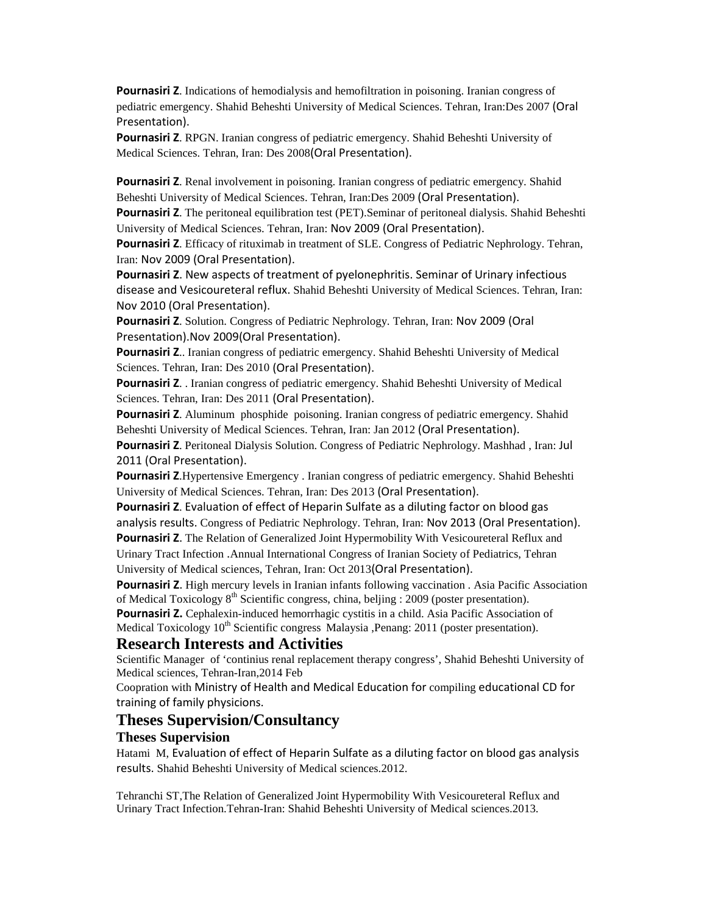**Pournasiri Z**. Indications of hemodialysis and hemofiltration in poisoning. Iranian congress of pediatric emergency. Shahid Beheshti University of Medical Sciences. Tehran, Iran:Des 2007 (Oral Presentation).

**Pournasiri Z**. RPGN. Iranian congress of pediatric emergency. Shahid Beheshti University of Medical Sciences. Tehran, Iran: Des 2008(Oral Presentation).

**Pournasiri Z**. Renal involvement in poisoning. Iranian congress of pediatric emergency. Shahid Beheshti University of Medical Sciences. Tehran, Iran:Des 2009 (Oral Presentation).

**Pournasiri Z**. The peritoneal equilibration test (PET).Seminar of peritoneal dialysis. Shahid Beheshti University of Medical Sciences. Tehran, Iran: Nov 2009 (Oral Presentation).

**Pournasiri Z**. Efficacy of rituximab in treatment of SLE. Congress of Pediatric Nephrology. Tehran, Iran: Nov 2009 (Oral Presentation).

**Pournasiri Z**. New aspects of treatment of pyelonephritis. Seminar of Urinary infectious disease and Vesicoureteral reflux. Shahid Beheshti University of Medical Sciences. Tehran, Iran: Nov 2010 (Oral Presentation).

**Pournasiri Z**. Solution. Congress of Pediatric Nephrology. Tehran, Iran: Nov 2009 (Oral Presentation).Nov 2009(Oral Presentation).

**Pournasiri Z**.. Iranian congress of pediatric emergency. Shahid Beheshti University of Medical Sciences. Tehran, Iran: Des 2010 (Oral Presentation).

**Pournasiri Z**. . Iranian congress of pediatric emergency. Shahid Beheshti University of Medical Sciences. Tehran, Iran: Des 2011 (Oral Presentation).

**Pournasiri Z**. Aluminum phosphide poisoning. Iranian congress of pediatric emergency. Shahid Beheshti University of Medical Sciences. Tehran, Iran: Jan 2012 (Oral Presentation).

**Pournasiri Z**. Peritoneal Dialysis Solution. Congress of Pediatric Nephrology. Mashhad , Iran: Jul 2011 (Oral Presentation).

**Pournasiri Z**.Hypertensive Emergency . Iranian congress of pediatric emergency. Shahid Beheshti University of Medical Sciences. Tehran, Iran: Des 2013 (Oral Presentation).

**Pournasiri Z**. Evaluation of effect of Heparin Sulfate as a diluting factor on blood gas analysis results. Congress of Pediatric Nephrology. Tehran, Iran: Nov 2013 (Oral Presentation).

**Pournasiri Z**. The Relation of Generalized Joint Hypermobility With Vesicoureteral Reflux and Urinary Tract Infection .Annual International Congress of Iranian Society of Pediatrics, Tehran University of Medical sciences, Tehran, Iran: Oct 2013(Oral Presentation).

**Pournasiri Z**. High mercury levels in Iranian infants following vaccination . Asia Pacific Association of Medical Toxicology 8th Scientific congress, china, beljing : 2009 (poster presentation).

**Pournasiri Z.** Cephalexin-induced hemorrhagic cystitis in a child. Asia Pacific Association of Medical Toxicology 10th Scientific congress Malaysia ,Penang: 2011 (poster presentation).

## Research Interests and Activities

Scientific Manager of 'continius renal replacement therapy congress', Shahid Beheshti University of Medical sciences, Tehran-Iran,2014 Feb

Coopration with Ministry of Health and Medical Education for compiling educational CD for training of family physicions.

## Theses Supervision/Consultancy

### Theses Supervision

Hatami M, Evaluation of effect of Heparin Sulfate as a diluting factor on blood gas analysis results. Shahid Beheshti University of Medical sciences.2012.

Tehranchi ST,The Relation of Generalized Joint Hypermobility With Vesicoureteral Reflux and Urinary Tract Infection.Tehran-Iran: Shahid Beheshti University of Medical sciences.2013.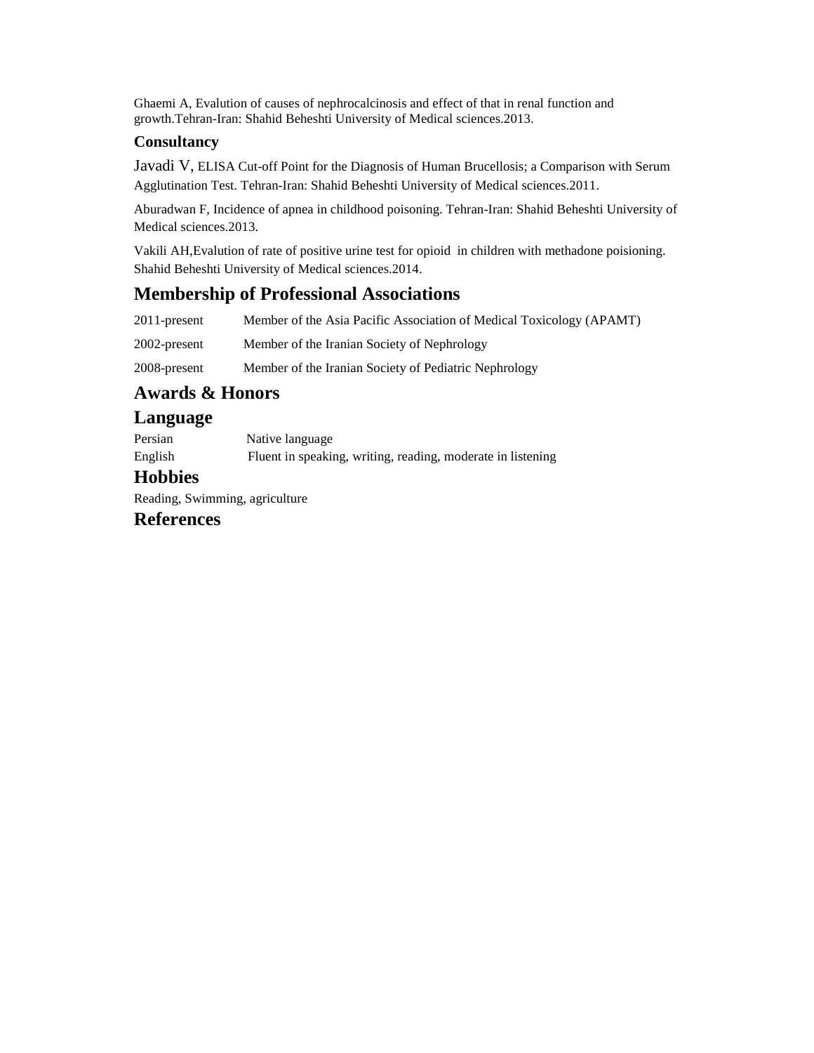Ghaemi A, Evalution of causes of nephrocalcinosis and effect of that in renal function and growth.Tehran-Iran: Shahid Beheshti University of Medical sciences.2013.

### Consultancy

Javadi V, ELISA Cut-off Point for the Diagnosis of Human Brucellosis; a Comparison with Serum Agglutination Test. Tehran-Iran: Shahid Beheshti University of Medical sciences.2011.

Aburadwan F, Incidence of apnea in childhood poisoning. Tehran-Iran: Shahid Beheshti University of Medical sciences.2013.

Vakili AH,Evalution of rate of positive urine test for opioid in children with methadone poisioning. Shahid Beheshti University of Medical sciences.2014.

## Membership of Professional Associations

| | |
|---|---|
| 2011-present | Member of the Asia Pacific Association of Medical Toxicology (APAMT) |
| 2002-present | Member of the Iranian Society of Nephrology |
| 2008-present | Member of the Iranian Society of Pediatric Nephrology |

## Awards & Honors

## Language

| | |
|---|---|
| Persian | Native language |
| English | Fluent in speaking, writing, reading, moderate in listening |

## Hobbies

Reading, Swimming, agriculture

## References